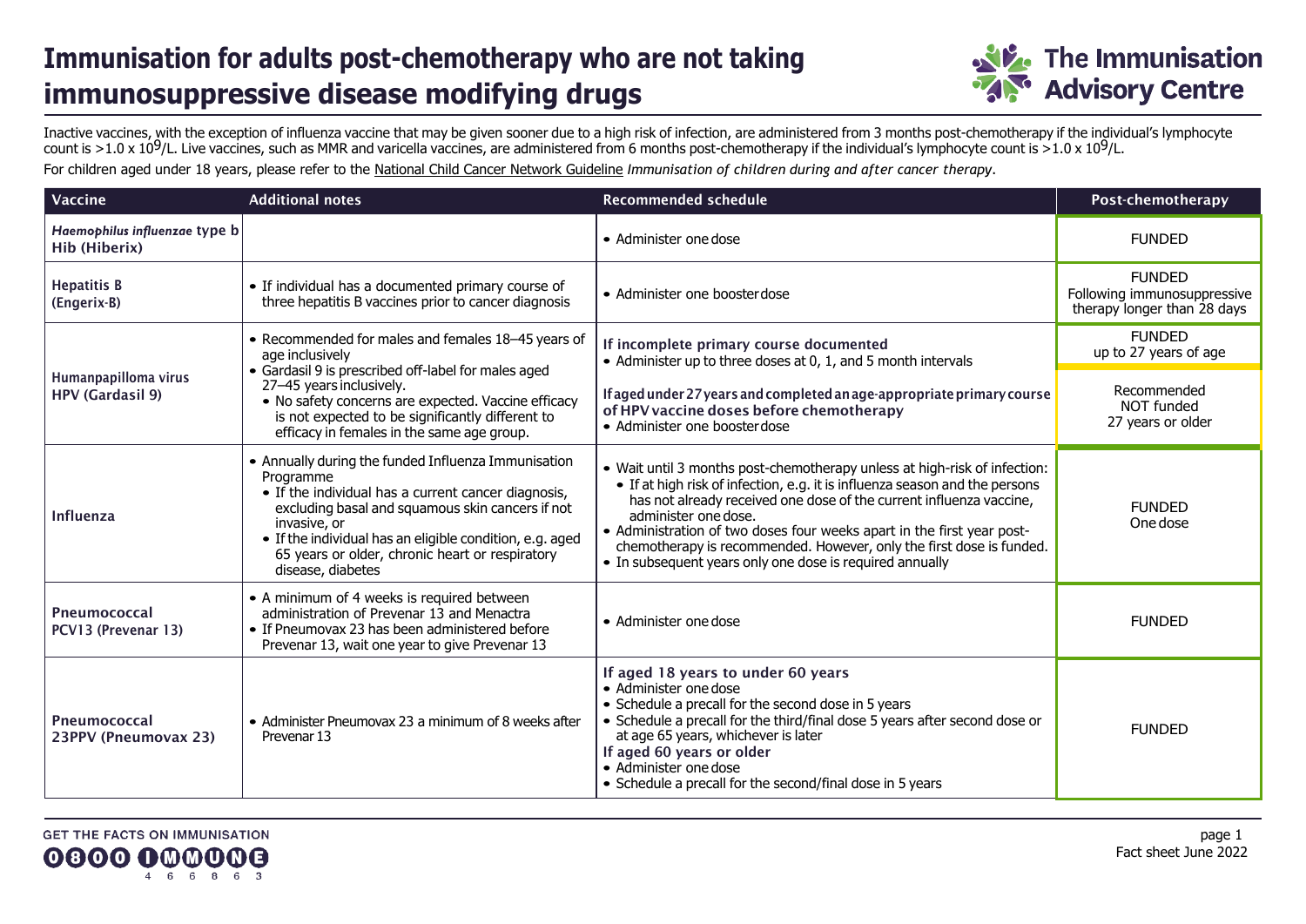# Immunisation for adults post-chemotherapy who are not taking immunosuppressive disease modifying drugs

The Immunisation Advisory Centre

Inactive vaccines, with the exception of influenza vaccine that may be given sooner due to a high risk of infection, are administered from 3 months post-chemotherapy if the individual's lymphocyte count is $>1.0 \times 10^9$/L. Live vaccines, such as MMR and varicella vaccines, are administered from 6 months post-chemotherapy if the individual's lymphocyte count is $>1.0 \times 10^9$/L.

For children aged under 18 years, please refer to the National Child Cancer Network Guideline *Immunisation of children during and after cancer therapy*.

| Vaccine | Additional notes | Recommended schedule | Post-chemotherapy |
|---|---|---|---|
| *Haemophilus influenzae* type b Hib (Hiberix) | | • Administer one dose | FUNDED |
| Hepatitis B (Engerix-B) | • If individual has a documented primary course of three hepatitis B vaccines prior to cancer diagnosis | • Administer one booster dose | FUNDED Following immunosuppressive therapy longer than 28 days |
| Humanpapilloma virus HPV (Gardasil 9) | • Recommended for males and females 18–45 years of age inclusively<br>• Gardasil 9 is prescribed off-label for males aged 27–45 years inclusively.<br>  • No safety concerns are expected. Vaccine efficacy is not expected to be significantly different to efficacy in females in the same age group. | **If incomplete primary course documented**<br>• Administer up to three doses at 0, 1, and 5 month intervals<br>**If aged under 27 years and completed an age-appropriate primary course of HPV vaccine doses before chemotherapy**<br>• Administer one booster dose | FUNDED up to 27 years of age<br>Recommended NOT funded 27 years or older |
| Influenza | • Annually during the funded Influenza Immunisation Programme<br>  • If the individual has a current cancer diagnosis, excluding basal and squamous skin cancers if not invasive, or<br>  • If the individual has an eligible condition, e.g. aged 65 years or older, chronic heart or respiratory disease, diabetes | • Wait until 3 months post-chemotherapy unless at high-risk of infection:<br>  • If at high risk of infection, e.g. it is influenza season and the persons has not already received one dose of the current influenza vaccine, administer one dose.<br>• Administration of two doses four weeks apart in the first year post-chemotherapy is recommended. However, only the first dose is funded.<br>• In subsequent years only one dose is required annually | FUNDED One dose |
| Pneumococcal PCV13 (Prevenar 13) | • A minimum of 4 weeks is required between administration of Prevenar 13 and Menactra<br>• If Pneumovax 23 has been administered before Prevenar 13, wait one year to give Prevenar 13 | • Administer one dose | FUNDED |
| Pneumococcal 23PPV (Pneumovax 23) | • Administer Pneumovax 23 a minimum of 8 weeks after Prevenar 13 | **If aged 18 years to under 60 years**<br>• Administer one dose<br>• Schedule a precall for the second dose in 5 years<br>• Schedule a precall for the third/final dose 5 years after second dose or at age 65 years, whichever is later<br>**If aged 60 years or older**<br>• Administer one dose<br>• Schedule a precall for the second/final dose in 5 years | FUNDED |

GET THE FACTS ON IMMUNISATION 0800 IMMUNE 466863

Fact sheet June 2022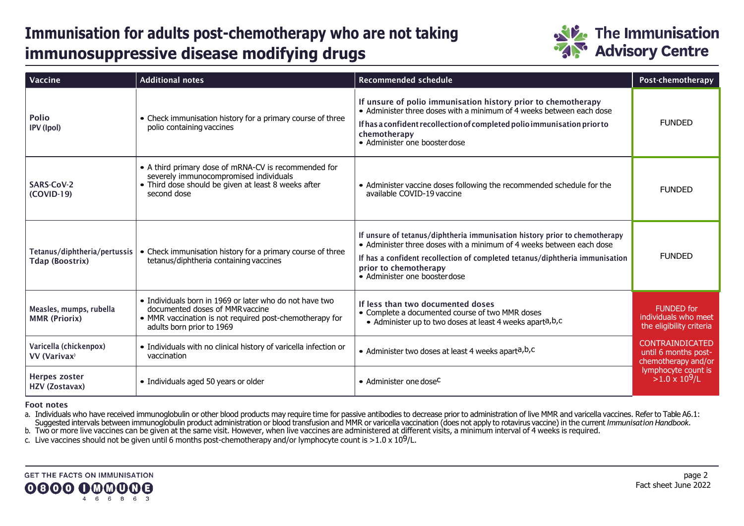# Immunisation for adults post-chemotherapy who are not taking immunosuppressive disease modifying drugs

The Immunisation Advisory Centre

| Vaccine | Additional notes | Recommended schedule | Post-chemotherapy |
|---|---|---|---|
| **Polio** **IPV (Ipol)** | • Check immunisation history for a primary course of three polio containing vaccines | **If unsure of polio immunisation history prior to chemotherapy** • Administer three doses with a minimum of 4 weeks between each dose **If has a confident recollection of completed polio immunisation prior to chemotherapy** • Administer one booster dose | FUNDED |
| **SARS-CoV-2 (COVID-19)** | • A third primary dose of mRNA-CV is recommended for severely immunocompromised individuals • Third dose should be given at least 8 weeks after second dose | • Administer vaccine doses following the recommended schedule for the available COVID-19 vaccine | FUNDED |
| **Tetanus/diphtheria/pertussis** **Tdap (Boostrix)** | • Check immunisation history for a primary course of three tetanus/diphtheria containing vaccines | **If unsure of tetanus/diphtheria immunisation history prior to chemotherapy** • Administer three doses with a minimum of 4 weeks between each dose **If has a confident recollection of completed tetanus/diphtheria immunisation prior to chemotherapy** • Administer one booster dose | FUNDED |
| **Measles, mumps, rubella** **MMR (Priorix)** | • Individuals born in 1969 or later who do not have two documented doses of MMR vaccine • MMR vaccination is not required post-chemotherapy for adults born prior to 1969 | **If less than two documented doses** • Complete a documented course of two MMR doses • Administer up to two doses at least 4 weeks apart[a,b,c] | FUNDED for individuals who meet the eligibility criteria CONTRAINDICATED until 6 months post-chemotherapy and/or lymphocyte count is $>1.0 \times 10^9$/L |
| **Varicella (chickenpox)** **VV (Varivax)** | • Individuals with no clinical history of varicella infection or vaccination | • Administer two doses at least 4 weeks apart[a,b,c] | |
| **Herpes zoster** **HZV (Zostavax)** | • Individuals aged 50 years or older | • Administer one dose[c] | |

**Foot notes**

a. Individuals who have received immunoglobulin or other blood products may require time for passive antibodies to decrease prior to administration of live MMR and varicella vaccines. Refer to Table A6.1: Suggested intervals between immunoglobulin product administration or blood transfusion and MMR or varicella vaccination (does not apply to rotavirus vaccine) in the current *Immunisation Handbook*.

b. Two or more live vaccines can be given at the same visit. However, when live vaccines are administered at different visits, a minimum interval of 4 weeks is required.

c. Live vaccines should not be given until 6 months post-chemotherapy and/or lymphocyte count is $>1.0 \times 10^9$/L.

GET THE FACTS ON IMMUNISATION 0800 IMMUNE 466863

Fact sheet June 2022